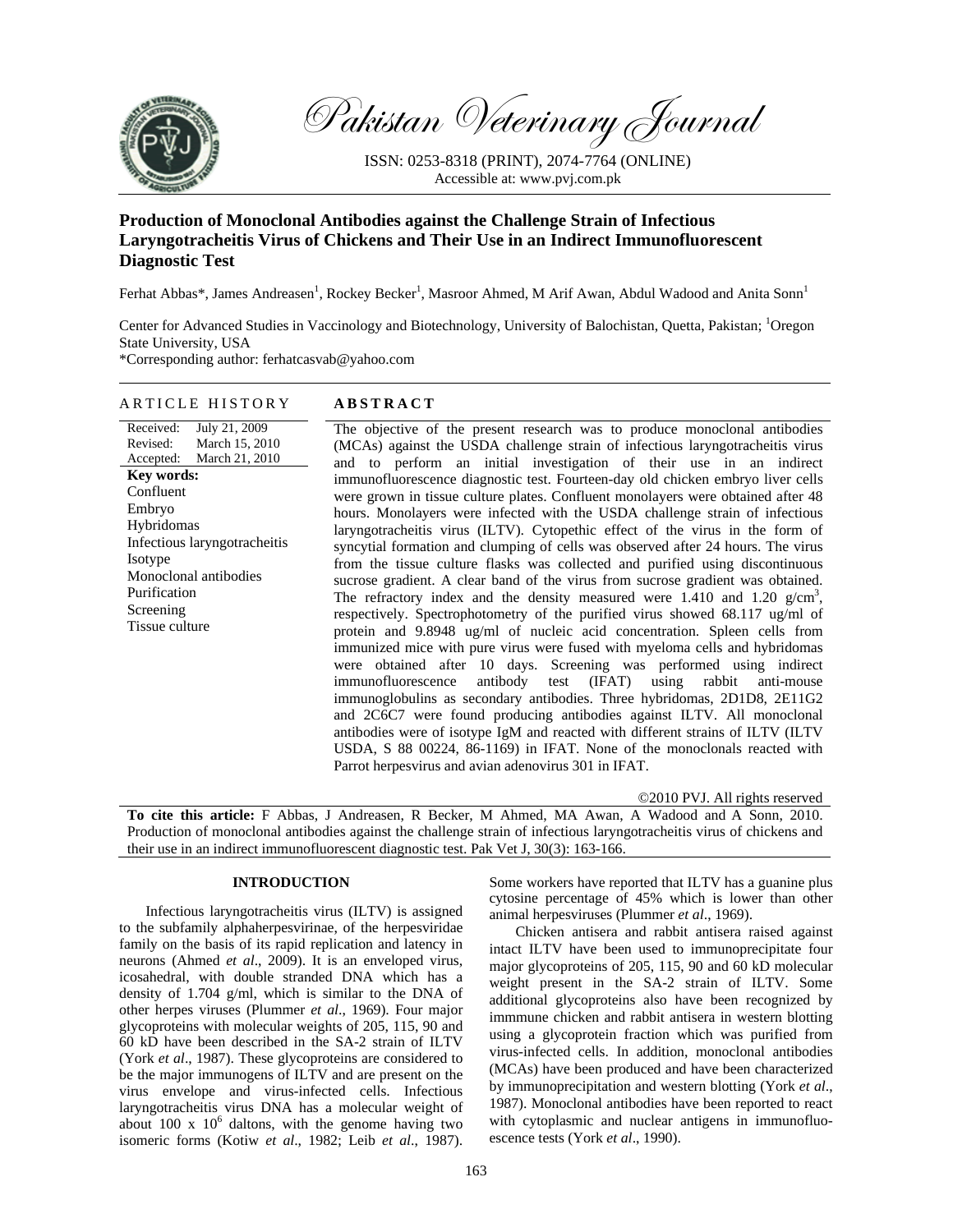# Production of Monoclonal Antibodies against the Challenge Strain of Infectious Laryngotracheitis Virus of Chickens and Their Use in an Indirect Immunofluorescent Diagnostic Test

Ferhat Abbas*, James Andreasen[1], Rockey Becker[1], Masroor Ahmed, M Arif Awan, Abdul Wadood and Anita Sonn[1]

Center for Advanced Studies in Vaccinology and Biotechnology, University of Balochistan, Quetta, Pakistan; [1]Oregon State University, USA

*Corresponding author: ferhatcasvab@yahoo.com

## ARTICLE HISTORY

Received: July 21, 2009
Revised: March 15, 2010
Accepted: March 21, 2010

**Key words:**
Confluent
Embryo
Hybridomas
Infectious laryngotracheitis
Isotype
Monoclonal antibodies
Purification
Screening
Tissue culture

## ABSTRACT

The objective of the present research was to produce monoclonal antibodies (MCAs) against the USDA challenge strain of infectious laryngotracheitis virus and to perform an initial investigation of their use in an indirect immunofluorescence diagnostic test. Fourteen-day old chicken embryo liver cells were grown in tissue culture plates. Confluent monolayers were obtained after 48 hours. Monolayers were infected with the USDA challenge strain of infectious laryngotracheitis virus (ILTV). Cytopethic effect of the virus in the form of syncytial formation and clumping of cells was observed after 24 hours. The virus from the tissue culture flasks was collected and purified using discontinuous sucrose gradient. A clear band of the virus from sucrose gradient was obtained. The refractory index and the density measured were 1.410 and 1.20 g/cm$^3$, respectively. Spectrophotometry of the purified virus showed 68.117 ug/ml of protein and 9.8948 ug/ml of nucleic acid concentration. Spleen cells from immunized mice with pure virus were fused with myeloma cells and hybridomas were obtained after 10 days. Screening was performed using indirect immunofluorescence antibody test (IFAT) using rabbit anti-mouse immunoglobulins as secondary antibodies. Three hybridomas, 2D1D8, 2E11G2 and 2C6C7 were found producing antibodies against ILTV. All monoclonal antibodies were of isotype IgM and reacted with different strains of ILTV (ILTV USDA, S 88 00224, 86-1169) in IFAT. None of the monoclonals reacted with Parrot herpesvirus and avian adenovirus 301 in IFAT.

©2010 PVJ. All rights reserved

**To cite this article:** F Abbas, J Andreasen, R Becker, M Ahmed, MA Awan, A Wadood and A Sonn, 2010. Production of monoclonal antibodies against the challenge strain of infectious laryngotracheitis virus of chickens and their use in an indirect immunofluorescent diagnostic test. Pak Vet J, 30(3): 163-166.

## INTRODUCTION

Infectious laryngotracheitis virus (ILTV) is assigned to the subfamily alphaherpesvirinae, of the herpesviridae family on the basis of its rapid replication and latency in neurons (Ahmed *et al*., 2009). It is an enveloped virus, icosahedral, with double stranded DNA which has a density of 1.704 g/ml, which is similar to the DNA of other herpes viruses (Plummer *et al*., 1969). Four major glycoproteins with molecular weights of 205, 115, 90 and 60 kD have been described in the SA-2 strain of ILTV (York *et al*., 1987). These glycoproteins are considered to be the major immunogens of ILTV and are present on the virus envelope and virus-infected cells. Infectious laryngotracheitis virus DNA has a molecular weight of about 100 x 10$^6$ daltons, with the genome having two isomeric forms (Kotiw *et al*., 1982; Leib *et al*., 1987). Some workers have reported that ILTV has a guanine plus cytosine percentage of 45% which is lower than other animal herpesviruses (Plummer *et al*., 1969).

Chicken antisera and rabbit antisera raised against intact ILTV have been used to immunoprecipitate four major glycoproteins of 205, 115, 90 and 60 kD molecular weight present in the SA-2 strain of ILTV. Some additional glycoproteins also have been recognized by immmune chicken and rabbit antisera in western blotting using a glycoprotein fraction which was purified from virus-infected cells. In addition, monoclonal antibodies (MCAs) have been produced and have been characterized by immunoprecipitation and western blotting (York *et al*., 1987). Monoclonal antibodies have been reported to react with cytoplasmic and nuclear antigens in immunofluoescence tests (York *et al*., 1990).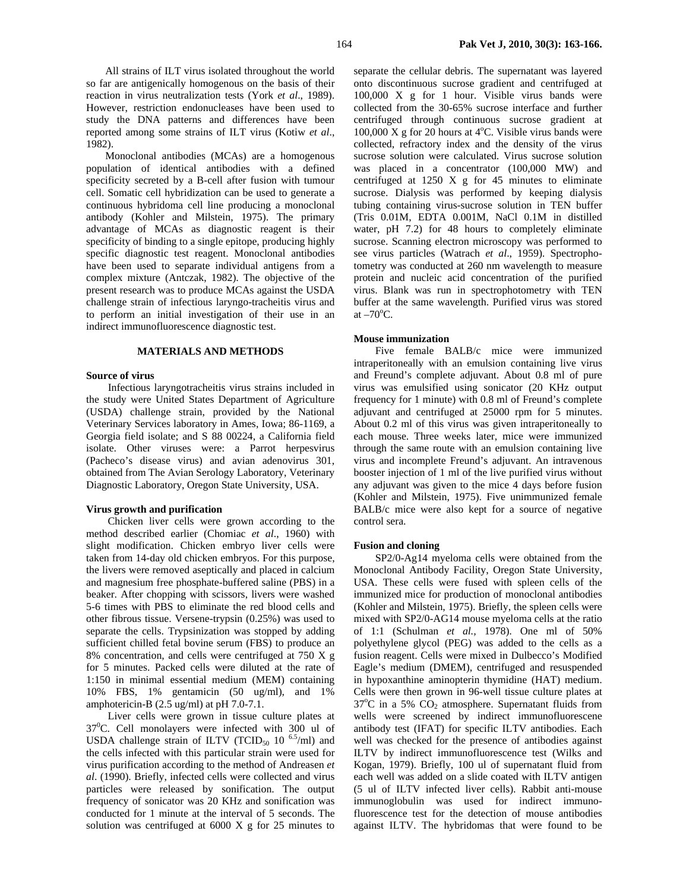All strains of ILT virus isolated throughout the world so far are antigenically homogenous on the basis of their reaction in virus neutralization tests (York *et al*., 1989). However, restriction endonucleases have been used to study the DNA patterns and differences have been reported among some strains of ILT virus (Kotiw *et al*., 1982).

Monoclonal antibodies (MCAs) are a homogenous population of identical antibodies with a defined specificity secreted by a B-cell after fusion with tumour cell. Somatic cell hybridization can be used to generate a continuous hybridoma cell line producing a monoclonal antibody (Kohler and Milstein, 1975). The primary advantage of MCAs as diagnostic reagent is their specificity of binding to a single epitope, producing highly specific diagnostic test reagent. Monoclonal antibodies have been used to separate individual antigens from a complex mixture (Antczak, 1982). The objective of the present research was to produce MCAs against the USDA challenge strain of infectious laryngo-tracheitis virus and to perform an initial investigation of their use in an indirect immunofluorescence diagnostic test.

## MATERIALS AND METHODS

### Source of virus

Infectious laryngotracheitis virus strains included in the study were United States Department of Agriculture (USDA) challenge strain, provided by the National Veterinary Services laboratory in Ames, Iowa; 86-1169, a Georgia field isolate; and S 88 00224, a California field isolate. Other viruses were: a Parrot herpesvirus (Pacheco's disease virus) and avian adenovirus 301, obtained from The Avian Serology Laboratory, Veterinary Diagnostic Laboratory, Oregon State University, USA.

### Virus growth and purification

Chicken liver cells were grown according to the method described earlier (Chomiac *et al*., 1960) with slight modification. Chicken embryo liver cells were taken from 14-day old chicken embryos. For this purpose, the livers were removed aseptically and placed in calcium and magnesium free phosphate-buffered saline (PBS) in a beaker. After chopping with scissors, livers were washed 5-6 times with PBS to eliminate the red blood cells and other fibrous tissue. Versene-trypsin (0.25%) was used to separate the cells. Trypsinization was stopped by adding sufficient chilled fetal bovine serum (FBS) to produce an 8% concentration, and cells were centrifuged at 750 X g for 5 minutes. Packed cells were diluted at the rate of 1:150 in minimal essential medium (MEM) containing 10% FBS, 1% gentamicin (50 ug/ml), and 1% amphotericin-B (2.5 ug/ml) at pH 7.0-7.1.

Liver cells were grown in tissue culture plates at $37^0$C. Cell monolayers were infected with 300 ul of USDA challenge strain of ILTV ($TCID_{50}$ $10^{6.5}$/ml) and the cells infected with this particular strain were used for virus purification according to the method of Andreasen *et al*. (1990). Briefly, infected cells were collected and virus particles were released by sonification. The output frequency of sonicator was 20 KHz and sonification was conducted for 1 minute at the interval of 5 seconds. The solution was centrifuged at 6000 X g for 25 minutes to separate the cellular debris. The supernatant was layered onto discontinuous sucrose gradient and centrifuged at 100,000 X g for 1 hour. Visible virus bands were collected from the 30-65% sucrose interface and further centrifuged through continuous sucrose gradient at 100,000 X g for 20 hours at 4°C. Visible virus bands were collected, refractory index and the density of the virus sucrose solution were calculated. Virus sucrose solution was placed in a concentrator (100,000 MW) and centrifuged at 1250 X g for 45 minutes to eliminate sucrose. Dialysis was performed by keeping dialysis tubing containing virus-sucrose solution in TEN buffer (Tris 0.01M, EDTA 0.001M, NaCl 0.1M in distilled water, pH 7.2) for 48 hours to completely eliminate sucrose. Scanning electron microscopy was performed to see virus particles (Watrach *et al*., 1959). Spectrophotometry was conducted at 260 nm wavelength to measure protein and nucleic acid concentration of the purified virus. Blank was run in spectrophotometry with TEN buffer at the same wavelength. Purified virus was stored at –70°C.

### Mouse immunization

Five female BALB/c mice were immunized intraperitoneally with an emulsion containing live virus and Freund's complete adjuvant. About 0.8 ml of pure virus was emulsified using sonicator (20 KHz output frequency for 1 minute) with 0.8 ml of Freund's complete adjuvant and centrifuged at 25000 rpm for 5 minutes. About 0.2 ml of this virus was given intraperitoneally to each mouse. Three weeks later, mice were immunized through the same route with an emulsion containing live virus and incomplete Freund's adjuvant. An intravenous booster injection of 1 ml of the live purified virus without any adjuvant was given to the mice 4 days before fusion (Kohler and Milstein, 1975). Five unimmunized female BALB/c mice were also kept for a source of negative control sera.

### Fusion and cloning

SP2/0-Ag14 myeloma cells were obtained from the Monoclonal Antibody Facility, Oregon State University, USA. These cells were fused with spleen cells of the immunized mice for production of monoclonal antibodies (Kohler and Milstein, 1975). Briefly, the spleen cells were mixed with SP2/0-AG14 mouse myeloma cells at the ratio of 1:1 (Schulman *et al.*, 1978). One ml of 50% polyethylene glycol (PEG) was added to the cells as a fusion reagent. Cells were mixed in Dulbecco's Modified Eagle's medium (DMEM), centrifuged and resuspended in hypoxanthine aminopterin thymidine (HAT) medium. Cells were then grown in 96-well tissue culture plates at 37°C in a 5% $CO_2$ atmosphere. Supernatant fluids from wells were screened by indirect immunofluorescene antibody test (IFAT) for specific ILTV antibodies. Each well was checked for the presence of antibodies against ILTV by indirect immunofluorescence test (Wilks and Kogan, 1979). Briefly, 100 ul of supernatant fluid from each well was added on a slide coated with ILTV antigen (5 ul of ILTV infected liver cells). Rabbit anti-mouse immunoglobulin was used for indirect immunofluorescence test for the detection of mouse antibodies against ILTV. The hybridomas that were found to be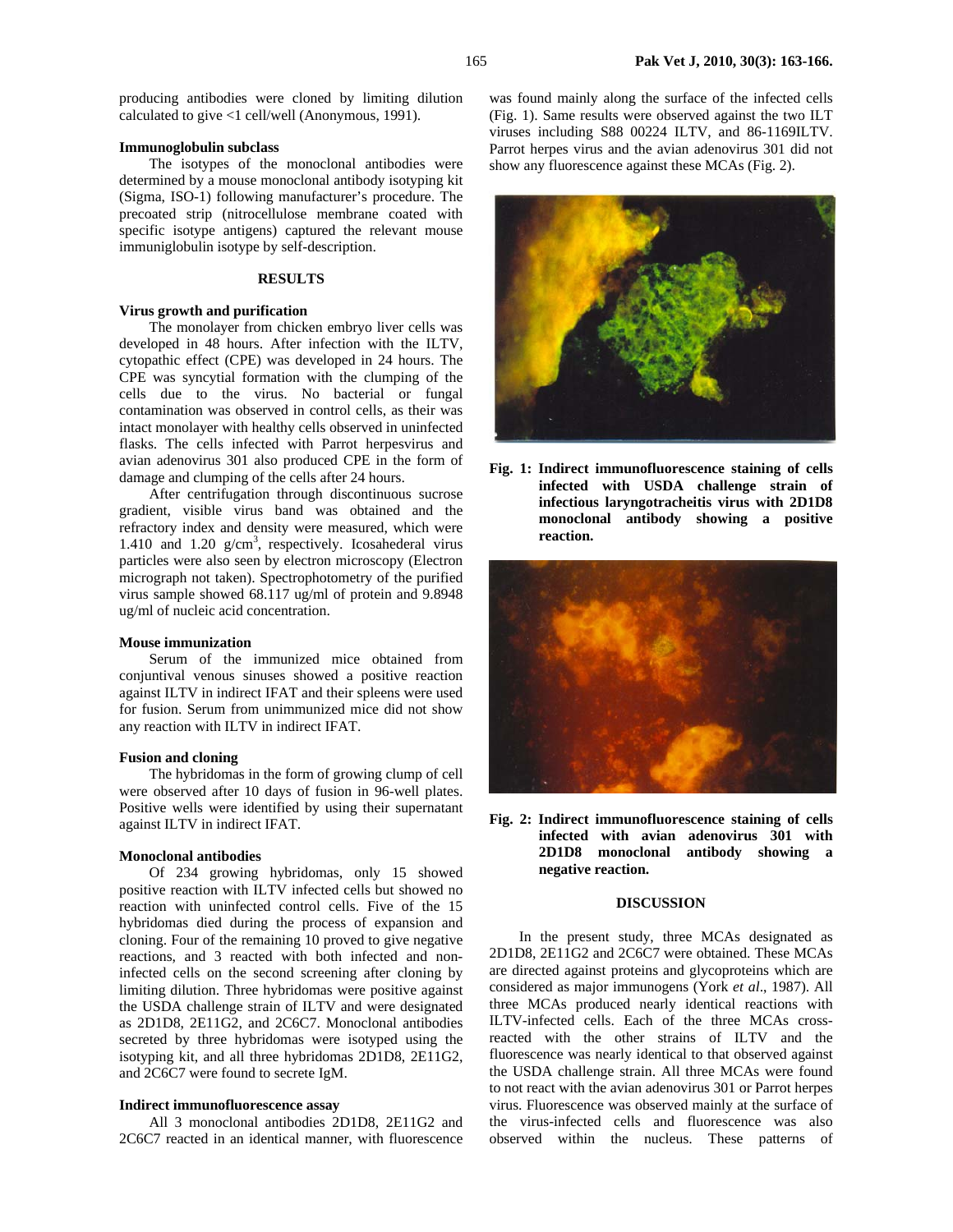producing antibodies were cloned by limiting dilution calculated to give <1 cell/well (Anonymous, 1991).

### Immunoglobulin subclass

The isotypes of the monoclonal antibodies were determined by a mouse monoclonal antibody isotyping kit (Sigma, ISO-1) following manufacturer's procedure. The precoated strip (nitrocellulose membrane coated with specific isotype antigens) captured the relevant mouse immuniglobulin isotype by self-description.

## RESULTS

### Virus growth and purification

The monolayer from chicken embryo liver cells was developed in 48 hours. After infection with the ILTV, cytopathic effect (CPE) was developed in 24 hours. The CPE was syncytial formation with the clumping of the cells due to the virus. No bacterial or fungal contamination was observed in control cells, as their was intact monolayer with healthy cells observed in uninfected flasks. The cells infected with Parrot herpesvirus and avian adenovirus 301 also produced CPE in the form of damage and clumping of the cells after 24 hours.

After centrifugation through discontinuous sucrose gradient, visible virus band was obtained and the refractory index and density were measured, which were 1.410 and 1.20 $g/cm^3$, respectively. Icosahederal virus particles were also seen by electron microscopy (Electron micrograph not taken). Spectrophotometry of the purified virus sample showed 68.117 ug/ml of protein and 9.8948 ug/ml of nucleic acid concentration.

### Mouse immunization

Serum of the immunized mice obtained from conjuntival venous sinuses showed a positive reaction against ILTV in indirect IFAT and their spleens were used for fusion. Serum from unimmunized mice did not show any reaction with ILTV in indirect IFAT.

### Fusion and cloning

The hybridomas in the form of growing clump of cell were observed after 10 days of fusion in 96-well plates. Positive wells were identified by using their supernatant against ILTV in indirect IFAT.

### Monoclonal antibodies

Of 234 growing hybridomas, only 15 showed positive reaction with ILTV infected cells but showed no reaction with uninfected control cells. Five of the 15 hybridomas died during the process of expansion and cloning. Four of the remaining 10 proved to give negative reactions, and 3 reacted with both infected and non-infected cells on the second screening after cloning by limiting dilution. Three hybridomas were positive against the USDA challenge strain of ILTV and were designated as 2D1D8, 2E11G2, and 2C6C7. Monoclonal antibodies secreted by three hybridomas were isotyped using the isotyping kit, and all three hybridomas 2D1D8, 2E11G2, and 2C6C7 were found to secrete IgM.

### Indirect immunofluorescence assay

All 3 monoclonal antibodies 2D1D8, 2E11G2 and 2C6C7 reacted in an identical manner, with fluorescence was found mainly along the surface of the infected cells (Fig. 1). Same results were observed against the two ILT viruses including S88 00224 ILTV, and 86-1169ILTV. Parrot herpes virus and the avian adenovirus 301 did not show any fluorescence against these MCAs (Fig. 2).

**Fig. 1: Indirect immunofluorescence staining of cells infected with USDA challenge strain of infectious laryngotracheitis virus with 2D1D8 monoclonal antibody showing a positive reaction.**

**Fig. 2: Indirect immunofluorescence staining of cells infected with avian adenovirus 301 with 2D1D8 monoclonal antibody showing a negative reaction.**

## DISCUSSION

In the present study, three MCAs designated as 2D1D8, 2E11G2 and 2C6C7 were obtained. These MCAs are directed against proteins and glycoproteins which are considered as major immunogens (York *et al*., 1987). All three MCAs produced nearly identical reactions with ILTV-infected cells. Each of the three MCAs cross-reacted with the other strains of ILTV and the fluorescence was nearly identical to that observed against the USDA challenge strain. All three MCAs were found to not react with the avian adenovirus 301 or Parrot herpes virus. Fluorescence was observed mainly at the surface of the virus-infected cells and fluorescence was also observed within the nucleus. These patterns of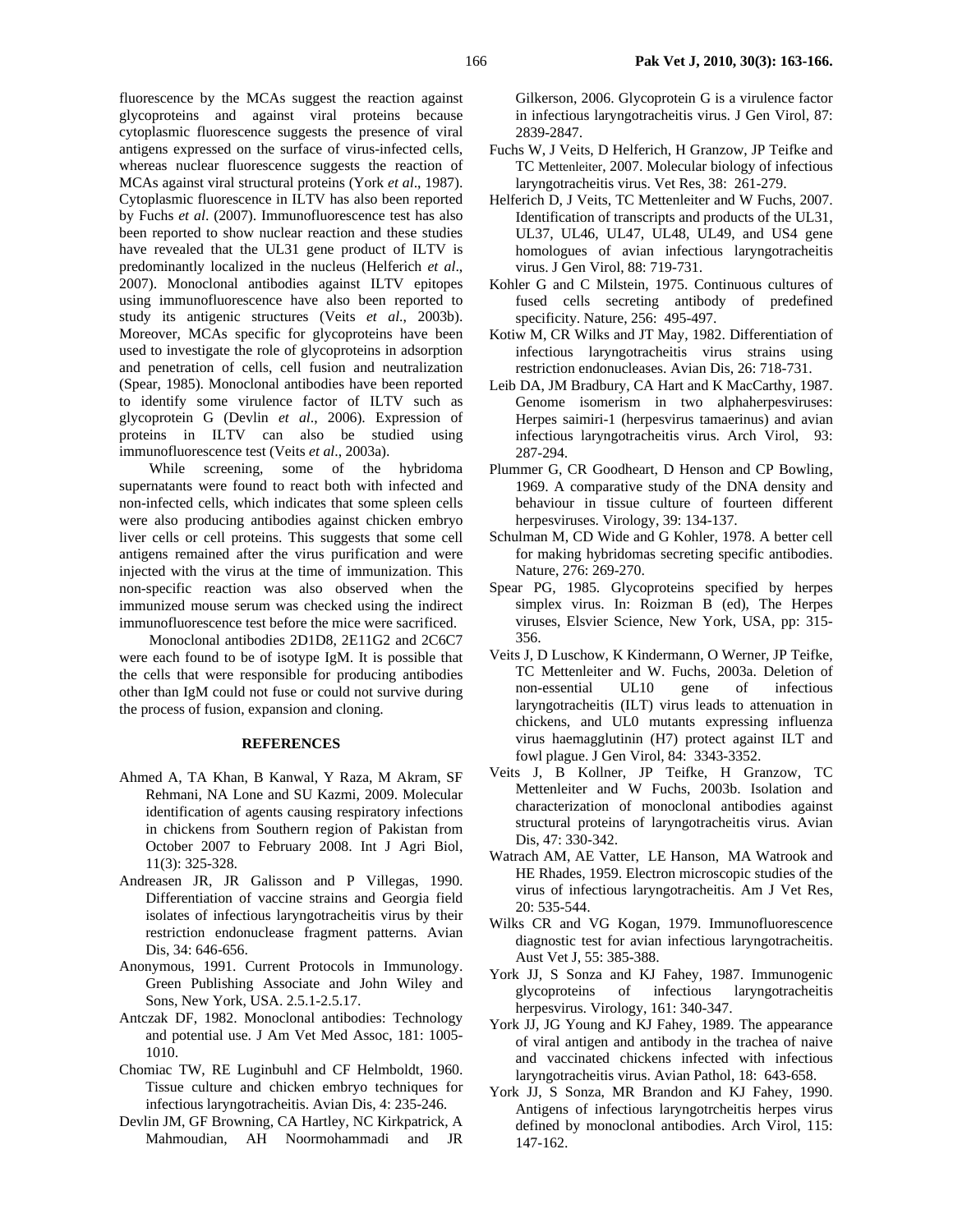fluorescence by the MCAs suggest the reaction against glycoproteins and against viral proteins because cytoplasmic fluorescence suggests the presence of viral antigens expressed on the surface of virus-infected cells, whereas nuclear fluorescence suggests the reaction of MCAs against viral structural proteins (York *et al*., 1987). Cytoplasmic fluorescence in ILTV has also been reported by Fuchs *et al*. (2007). Immunofluorescence test has also been reported to show nuclear reaction and these studies have revealed that the UL31 gene product of ILTV is predominantly localized in the nucleus (Helferich *et al*., 2007). Monoclonal antibodies against ILTV epitopes using immunofluorescence have also been reported to study its antigenic structures (Veits *et al.,* 2003b). Moreover, MCAs specific for glycoproteins have been used to investigate the role of glycoproteins in adsorption and penetration of cells, cell fusion and neutralization (Spear, 1985). Monoclonal antibodies have been reported to identify some virulence factor of ILTV such as glycoprotein G (Devlin *et al*., 2006). Expression of proteins in ILTV can also be studied using immunofluorescence test (Veits *et al*., 2003a).

While screening, some of the hybridoma supernatants were found to react both with infected and non-infected cells, which indicates that some spleen cells were also producing antibodies against chicken embryo liver cells or cell proteins. This suggests that some cell antigens remained after the virus purification and were injected with the virus at the time of immunization. This non-specific reaction was also observed when the immunized mouse serum was checked using the indirect immunofluorescence test before the mice were sacrificed.

Monoclonal antibodies 2D1D8, 2E11G2 and 2C6C7 were each found to be of isotype IgM. It is possible that the cells that were responsible for producing antibodies other than IgM could not fuse or could not survive during the process of fusion, expansion and cloning.

## REFERENCES

Ahmed A, TA Khan, B Kanwal, Y Raza, M Akram, SF Rehmani, NA Lone and SU Kazmi, 2009. Molecular identification of agents causing respiratory infections in chickens from Southern region of Pakistan from October 2007 to February 2008. Int J Agri Biol, 11(3): 325-328.

Andreasen JR, JR Galisson and P Villegas, 1990. Differentiation of vaccine strains and Georgia field isolates of infectious laryngotracheitis virus by their restriction endonuclease fragment patterns. Avian Dis, 34: 646-656.

Anonymous, 1991. Current Protocols in Immunology. Green Publishing Associate and John Wiley and Sons, New York, USA. 2.5.1-2.5.17.

Antczak DF, 1982. Monoclonal antibodies: Technology and potential use. J Am Vet Med Assoc, 181: 1005-1010.

Chomiac TW, RE Luginbuhl and CF Helmboldt, 1960. Tissue culture and chicken embryo techniques for infectious laryngotracheitis. Avian Dis, 4: 235-246.

Devlin JM, GF Browning, CA Hartley, NC Kirkpatrick, A Mahmoudian, AH Noormohammadi and JR Gilkerson, 2006. Glycoprotein G is a virulence factor in infectious laryngotracheitis virus. J Gen Virol, 87: 2839-2847.

Fuchs W, J Veits, D Helferich, H Granzow, JP Teifke and TC Mettenleiter, 2007. Molecular biology of infectious laryngotracheitis virus. Vet Res, 38: 261-279.

Helferich D, J Veits, TC Mettenleiter and W Fuchs, 2007. Identification of transcripts and products of the UL31, UL37, UL46, UL47, UL48, UL49, and US4 gene homologues of avian infectious laryngotracheitis virus. J Gen Virol, 88: 719-731.

Kohler G and C Milstein, 1975. Continuous cultures of fused cells secreting antibody of predefined specificity. Nature, 256: 495-497.

Kotiw M, CR Wilks and JT May, 1982. Differentiation of infectious laryngotracheitis virus strains using restriction endonucleases. Avian Dis, 26: 718-731.

Leib DA, JM Bradbury, CA Hart and K MacCarthy, 1987. Genome isomerism in two alphaherpesviruses: Herpes saimiri-1 (herpesvirus tamaerinus) and avian infectious laryngotracheitis virus. Arch Virol, 93: 287-294.

Plummer G, CR Goodheart, D Henson and CP Bowling, 1969. A comparative study of the DNA density and behaviour in tissue culture of fourteen different herpesviruses. Virology, 39: 134-137.

Schulman M, CD Wide and G Kohler, 1978. A better cell for making hybridomas secreting specific antibodies. Nature, 276: 269-270.

Spear PG, 1985. Glycoproteins specified by herpes simplex virus. In: Roizman B (ed), The Herpes viruses, Elsvier Science, New York, USA, pp: 315-356.

Veits J, D Luschow, K Kindermann, O Werner, JP Teifke, TC Mettenleiter and W. Fuchs, 2003a. Deletion of non-essential UL10 gene of infectious laryngotracheitis (ILT) virus leads to attenuation in chickens, and UL0 mutants expressing influenza virus haemagglutinin (H7) protect against ILT and fowl plague. J Gen Virol, 84: 3343-3352.

Veits J, B Kollner, JP Teifke, H Granzow, TC Mettenleiter and W Fuchs, 2003b. Isolation and characterization of monoclonal antibodies against structural proteins of laryngotracheitis virus. Avian Dis, 47: 330-342.

Watrach AM, AE Vatter, LE Hanson, MA Watrook and HE Rhades, 1959. Electron microscopic studies of the virus of infectious laryngotracheitis. Am J Vet Res, 20: 535-544.

Wilks CR and VG Kogan, 1979. Immunofluorescence diagnostic test for avian infectious laryngotracheitis. Aust Vet J, 55: 385-388.

York JJ, S Sonza and KJ Fahey, 1987. Immunogenic glycoproteins of infectious laryngotracheitis herpesvirus. Virology, 161: 340-347.

York JJ, JG Young and KJ Fahey, 1989. The appearance of viral antigen and antibody in the trachea of naive and vaccinated chickens infected with infectious laryngotracheitis virus. Avian Pathol, 18: 643-658.

York JJ, S Sonza, MR Brandon and KJ Fahey, 1990. Antigens of infectious laryngotrcheitis herpes virus defined by monoclonal antibodies. Arch Virol, 115: 147-162.